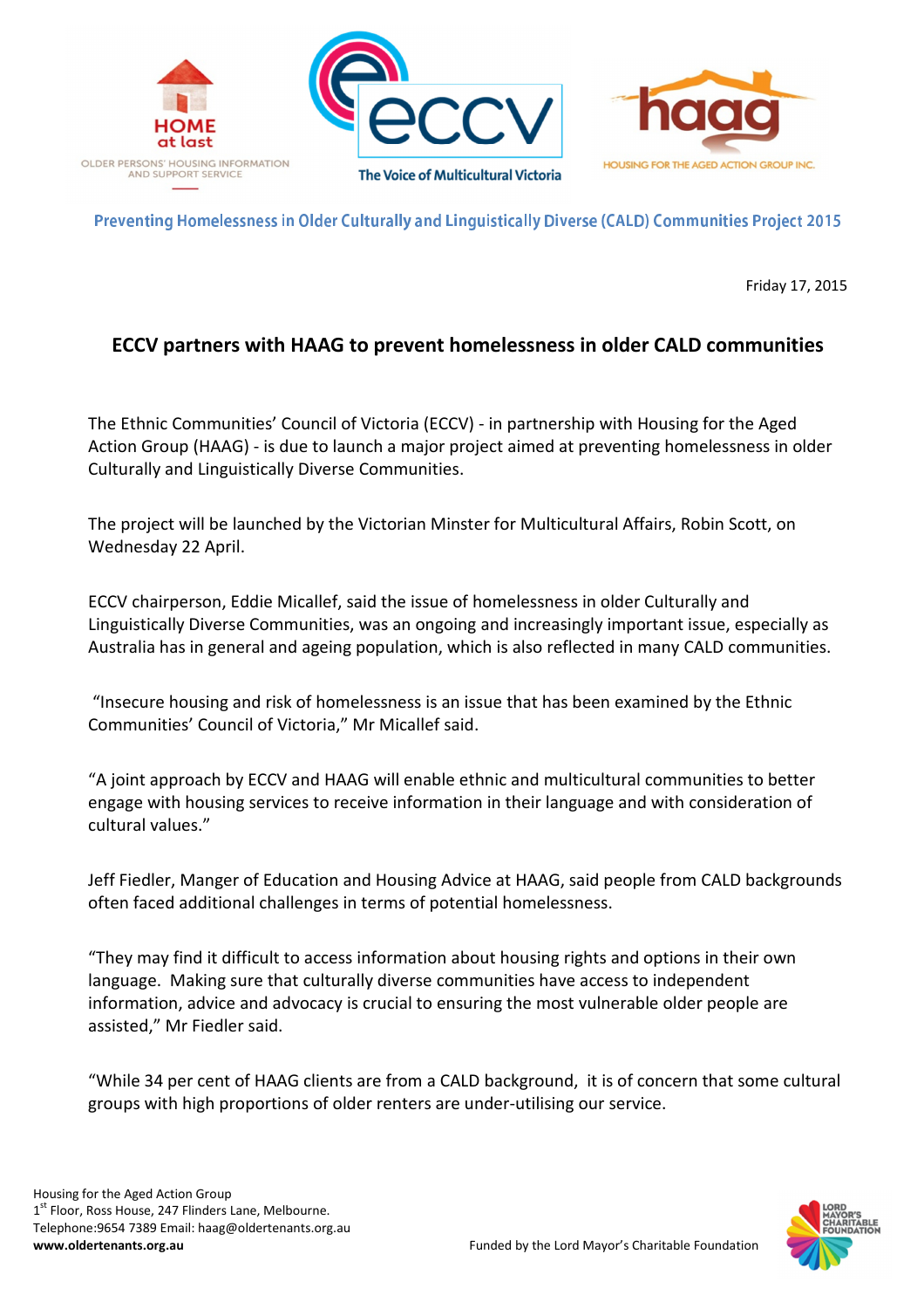HOME at last
OLDER PERSONS' HOUSING INFORMATION AND SUPPORT SERVICE

eccv
The Voice of Multicultural Victoria

haag
HOUSING FOR THE AGED ACTION GROUP INC.

Preventing Homelessness in Older Culturally and Linguistically Diverse (CALD) Communities Project 2015

Friday 17, 2015

## ECCV partners with HAAG to prevent homelessness in older CALD communities

The Ethnic Communities' Council of Victoria (ECCV) - in partnership with Housing for the Aged Action Group (HAAG) - is due to launch a major project aimed at preventing homelessness in older Culturally and Linguistically Diverse Communities.

The project will be launched by the Victorian Minster for Multicultural Affairs, Robin Scott, on Wednesday 22 April.

ECCV chairperson, Eddie Micallef, said the issue of homelessness in older Culturally and Linguistically Diverse Communities, was an ongoing and increasingly important issue, especially as Australia has in general and ageing population, which is also reflected in many CALD communities.

"Insecure housing and risk of homelessness is an issue that has been examined by the Ethnic Communities' Council of Victoria," Mr Micallef said.

"A joint approach by ECCV and HAAG will enable ethnic and multicultural communities to better engage with housing services to receive information in their language and with consideration of cultural values."

Jeff Fiedler, Manger of Education and Housing Advice at HAAG, said people from CALD backgrounds often faced additional challenges in terms of potential homelessness.

"They may find it difficult to access information about housing rights and options in their own language. Making sure that culturally diverse communities have access to independent information, advice and advocacy is crucial to ensuring the most vulnerable older people are assisted," Mr Fiedler said.

"While 34 per cent of HAAG clients are from a CALD background, it is of concern that some cultural groups with high proportions of older renters are under-utilising our service.

Housing for the Aged Action Group
1st Floor, Ross House, 247 Flinders Lane, Melbourne.
Telephone:9654 7389 Email: haag@oldertenants.org.au
**www.oldertenants.org.au**

Funded by the Lord Mayor's Charitable Foundation

LORD MAYOR'S CHARITABLE FOUNDATION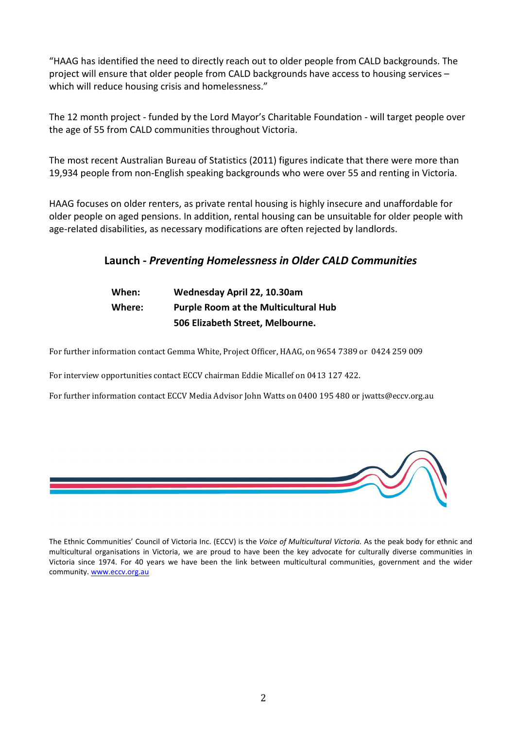"HAAG has identified the need to directly reach out to older people from CALD backgrounds. The project will ensure that older people from CALD backgrounds have access to housing services – which will reduce housing crisis and homelessness."

The 12 month project - funded by the Lord Mayor's Charitable Foundation - will target people over the age of 55 from CALD communities throughout Victoria.

The most recent Australian Bureau of Statistics (2011) figures indicate that there were more than 19,934 people from non-English speaking backgrounds who were over 55 and renting in Victoria.

HAAG focuses on older renters, as private rental housing is highly insecure and unaffordable for older people on aged pensions. In addition, rental housing can be unsuitable for older people with age-related disabilities, as necessary modifications are often rejected by landlords.

## Launch - *Preventing Homelessness in Older CALD Communities*

**When:** **Wednesday April 22, 10.30am**

**Where:** **Purple Room at the Multicultural Hub**
**506 Elizabeth Street, Melbourne.**

For further information contact Gemma White, Project Officer, HAAG, on 9654 7389 or 0424 259 009

For interview opportunities contact ECCV chairman Eddie Micallef on 0413 127 422.

For further information contact ECCV Media Advisor John Watts on 0400 195 480 or jwatts@eccv.org.au

The Ethnic Communities' Council of Victoria Inc. (ECCV) is the *Voice of Multicultural Victoria.* As the peak body for ethnic and multicultural organisations in Victoria, we are proud to have been the key advocate for culturally diverse communities in Victoria since 1974. For 40 years we have been the link between multicultural communities, government and the wider community. www.eccv.org.au